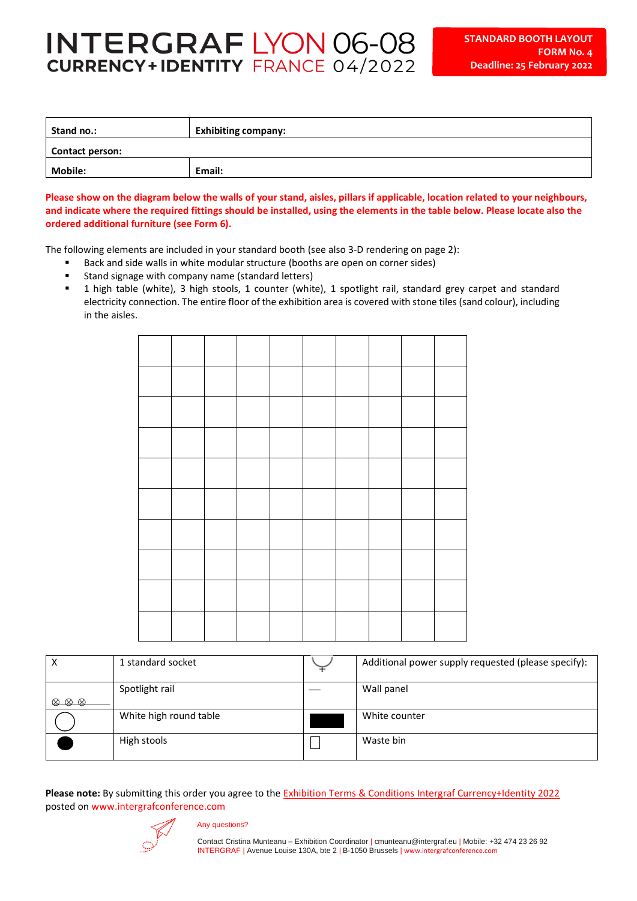# INTERGRAF LYON 06-08
## CURRENCY + IDENTITY FRANCE 04/2022

**STANDARD BOOTH LAYOUT**
**FORM No. 4**
**Deadline: 25 February 2022**

| **Stand no.:** | **Exhibiting company:** |
|---|---|
| **Contact person:** | |
| **Mobile:** | **Email:** |

**Please show on the diagram below the walls of your stand, aisles, pillars if applicable, location related to your neighbours, and indicate where the required fittings should be installed, using the elements in the table below. Please locate also the ordered additional furniture (see Form 6).**

The following elements are included in your standard booth (see also 3-D rendering on page 2):

- Back and side walls in white modular structure (booths are open on corner sides)
- Stand signage with company name (standard letters)
- 1 high table (white), 3 high stools, 1 counter (white), 1 spotlight rail, standard grey carpet and standard electricity connection. The entire floor of the exhibition area is covered with stone tiles (sand colour), including in the aisles.

| | | | | | | | | | |
|---|---|---|---|---|---|---|---|---|---|
| | | | | | | | | | |
| | | | | | | | | | |
| | | | | | | | | | |
| | | | | | | | | | |
| | | | | | | | | | |
| | | | | | | | | | |
| | | | | | | | | | |
| | | | | | | | | | |
| | | | | | | | | | |
| | | | | | | | | | |

| Symbol | Element | Symbol | Element |
|---|---|---|---|
| X | 1 standard socket | ⏚ | Additional power supply requested (please specify): |
| ⊗ ⊗ ⊗ | Spotlight rail | — | Wall panel |
| ○ | White high round table | ■ | White counter |
| ● | High stools | □ | Waste bin |

**Please note:** By submitting this order you agree to the Exhibition Terms & Conditions Intergraf Currency+Identity 2022 posted on www.intergrafconference.com

Any questions?

Contact Cristina Munteanu – Exhibition Coordinator | cmunteanu@intergraf.eu | Mobile: +32 474 23 26 92
INTERGRAF | Avenue Louise 130A, bte 2 | B-1050 Brussels | www.intergrafconference.com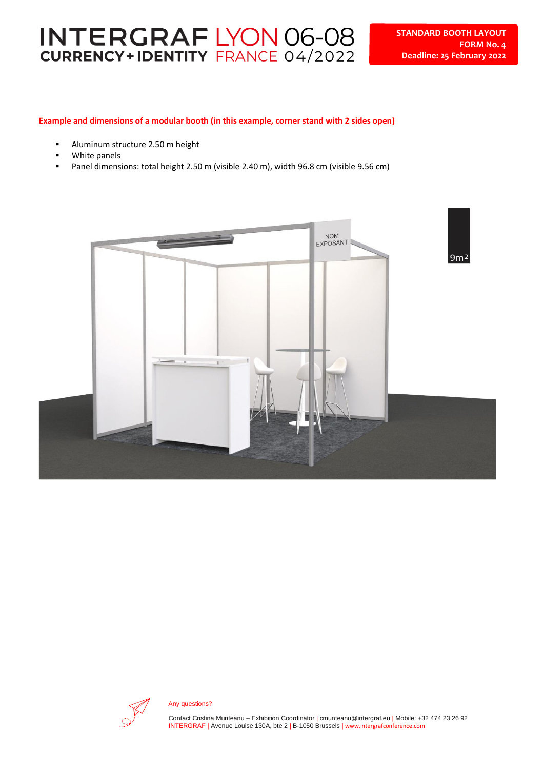INTERGRAF LYON 06-08 CURRENCY + IDENTITY FRANCE 04/2022

**STANDARD BOOTH LAYOUT**
**FORM No. 4**
**Deadline: 25 February 2022**

**Example and dimensions of a modular booth (in this example, corner stand with 2 sides open)**

- Aluminum structure 2.50 m height
- White panels
- Panel dimensions: total height 2.50 m (visible 2.40 m), width 96.8 cm (visible 9.56 cm)

NOM EXPOSANT

9m²

Any questions?

Contact Cristina Munteanu – Exhibition Coordinator | cmunteanu@intergraf.eu | Mobile: +32 474 23 26 92
INTERGRAF | Avenue Louise 130A, bte 2 | B-1050 Brussels | www.intergrafconference.com